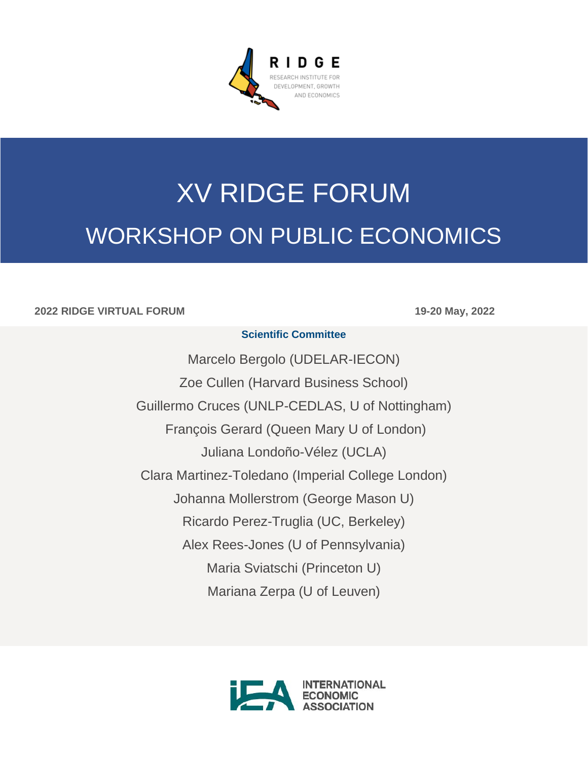RIDGE

RESEARCH INSTITUTE FOR DEVELOPMENT, GROWTH AND ECONOMICS

# XV RIDGE FORUM

## WORKSHOP ON PUBLIC ECONOMICS

**2022 RIDGE VIRTUAL FORUM** **19-20 May, 2022**

**Scientific Committee**

Marcelo Bergolo (UDELAR-IECON)

Zoe Cullen (Harvard Business School)

Guillermo Cruces (UNLP-CEDLAS, U of Nottingham)

François Gerard (Queen Mary U of London)

Juliana Londoño-Vélez (UCLA)

Clara Martinez-Toledano (Imperial College London)

Johanna Mollerstrom (George Mason U)

Ricardo Perez-Truglia (UC, Berkeley)

Alex Rees-Jones (U of Pennsylvania)

Maria Sviatschi (Princeton U)

Mariana Zerpa (U of Leuven)

INTERNATIONAL ECONOMIC ASSOCIATION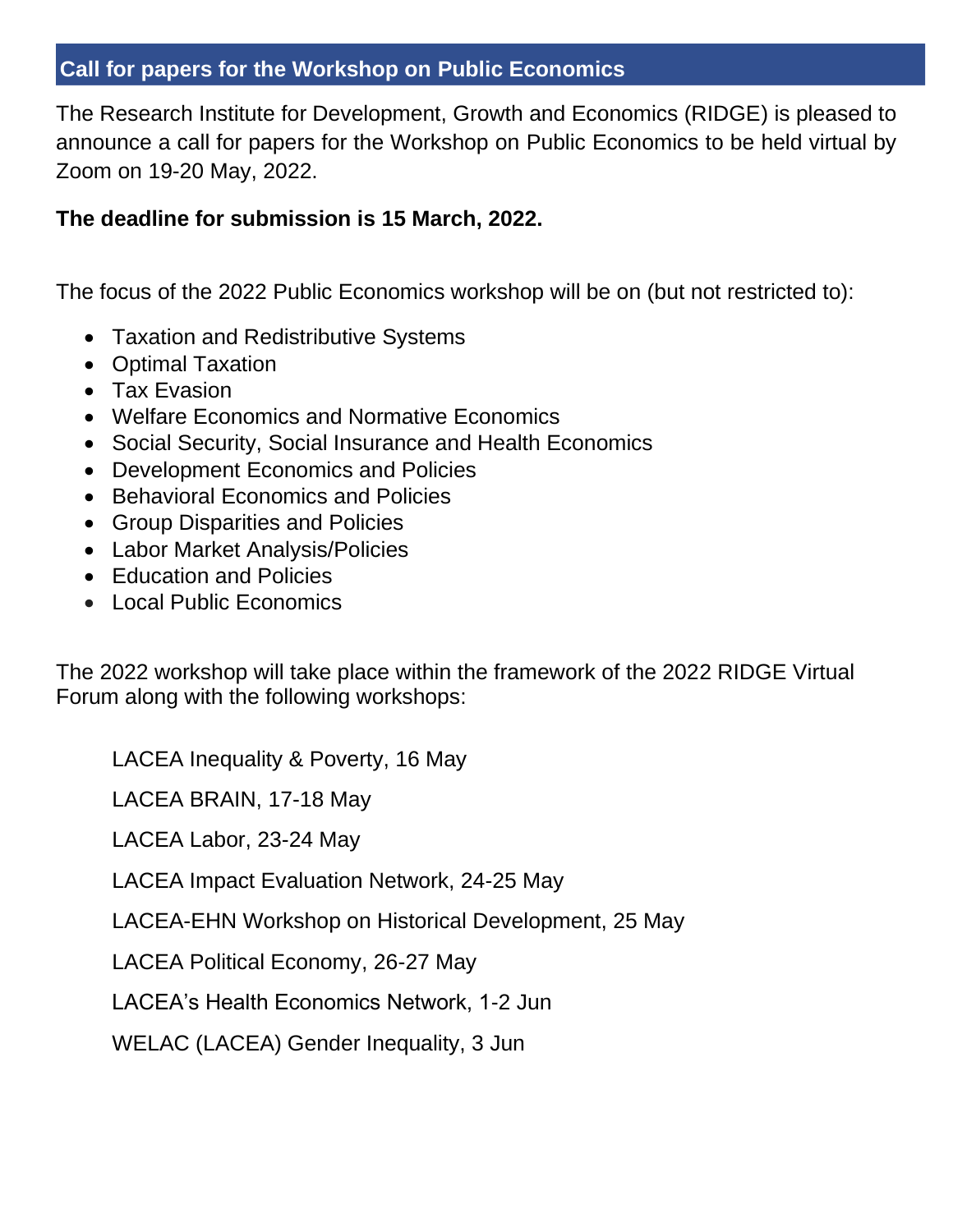## Call for papers for the Workshop on Public Economics

The Research Institute for Development, Growth and Economics (RIDGE) is pleased to announce a call for papers for the Workshop on Public Economics to be held virtual by Zoom on 19-20 May, 2022.

**The deadline for submission is 15 March, 2022.**

The focus of the 2022 Public Economics workshop will be on (but not restricted to):

- Taxation and Redistributive Systems
- Optimal Taxation
- Tax Evasion
- Welfare Economics and Normative Economics
- Social Security, Social Insurance and Health Economics
- Development Economics and Policies
- Behavioral Economics and Policies
- Group Disparities and Policies
- Labor Market Analysis/Policies
- Education and Policies
- Local Public Economics

The 2022 workshop will take place within the framework of the 2022 RIDGE Virtual Forum along with the following workshops:

LACEA Inequality & Poverty, 16 May

LACEA BRAIN, 17-18 May

LACEA Labor, 23-24 May

LACEA Impact Evaluation Network, 24-25 May

LACEA-EHN Workshop on Historical Development, 25 May

LACEA Political Economy, 26-27 May

LACEA's Health Economics Network, 1-2 Jun

WELAC (LACEA) Gender Inequality, 3 Jun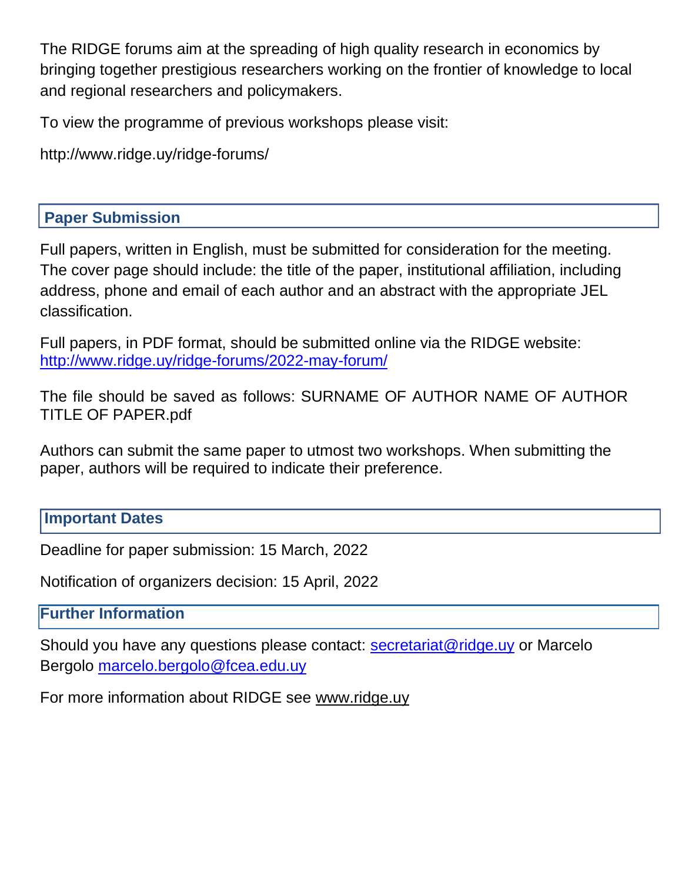The RIDGE forums aim at the spreading of high quality research in economics by bringing together prestigious researchers working on the frontier of knowledge to local and regional researchers and policymakers.

To view the programme of previous workshops please visit:

http://www.ridge.uy/ridge-forums/

## Paper Submission

Full papers, written in English, must be submitted for consideration for the meeting. The cover page should include: the title of the paper, institutional affiliation, including address, phone and email of each author and an abstract with the appropriate JEL classification.

Full papers, in PDF format, should be submitted online via the RIDGE website: http://www.ridge.uy/ridge-forums/2022-may-forum/

The file should be saved as follows: SURNAME OF AUTHOR NAME OF AUTHOR TITLE OF PAPER.pdf

Authors can submit the same paper to utmost two workshops. When submitting the paper, authors will be required to indicate their preference.

## Important Dates

Deadline for paper submission: 15 March, 2022

Notification of organizers decision: 15 April, 2022

## Further Information

Should you have any questions please contact: secretariat@ridge.uy or Marcelo Bergolo marcelo.bergolo@fcea.edu.uy

For more information about RIDGE see www.ridge.uy